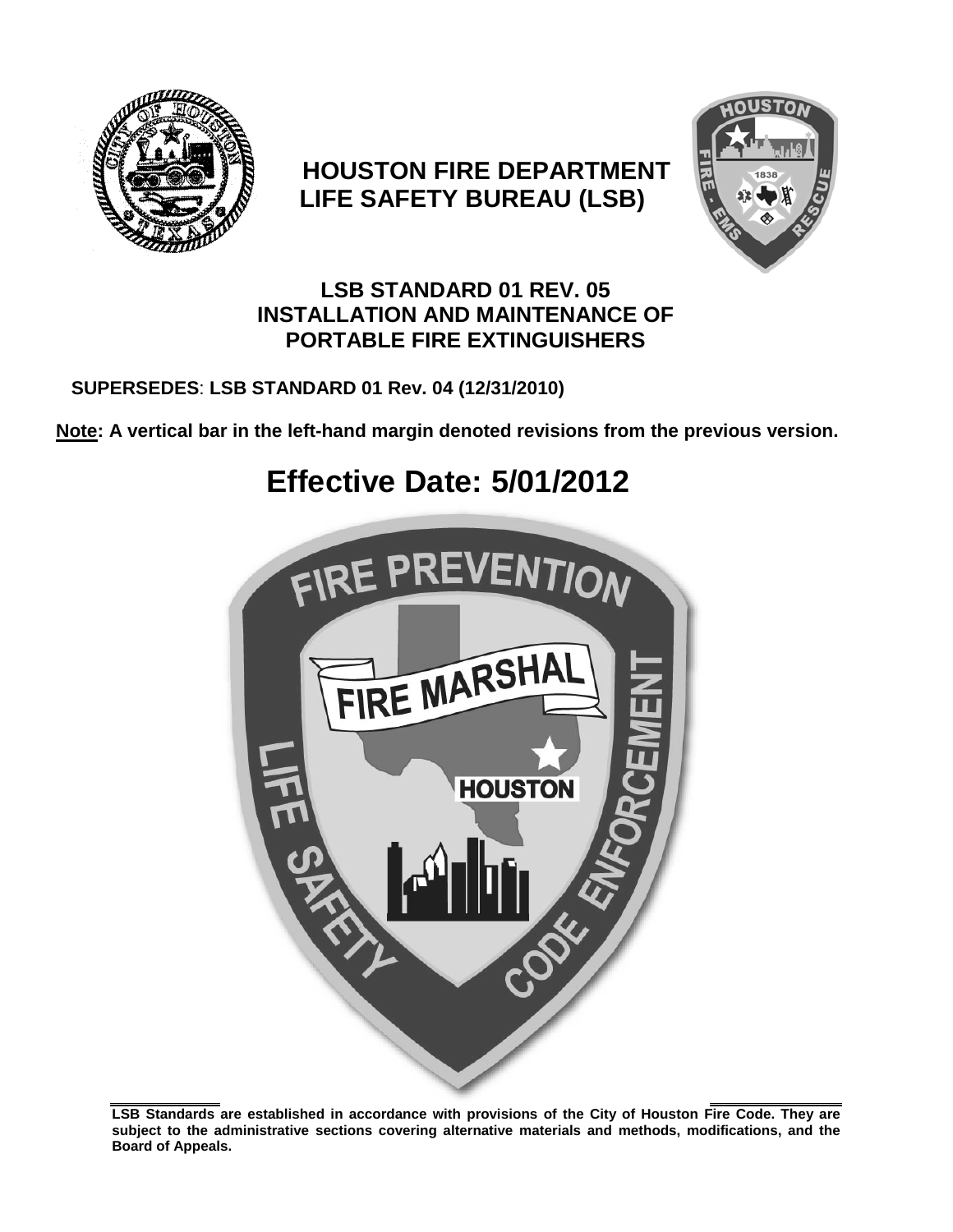# HOUSTON FIRE DEPARTMENT
# LIFE SAFETY BUREAU (LSB)

## LSB STANDARD 01 REV. 05
## INSTALLATION AND MAINTENANCE OF PORTABLE FIRE EXTINGUISHERS

**SUPERSEDES**: **LSB STANDARD 01 Rev. 04 (12/31/2010)**

**Note: A vertical bar in the left-hand margin denoted revisions from the previous version.**

# Effective Date: 5/01/2012

**LSB Standards are established in accordance with provisions of the City of Houston Fire Code. They are subject to the administrative sections covering alternative materials and methods, modifications, and the Board of Appeals.**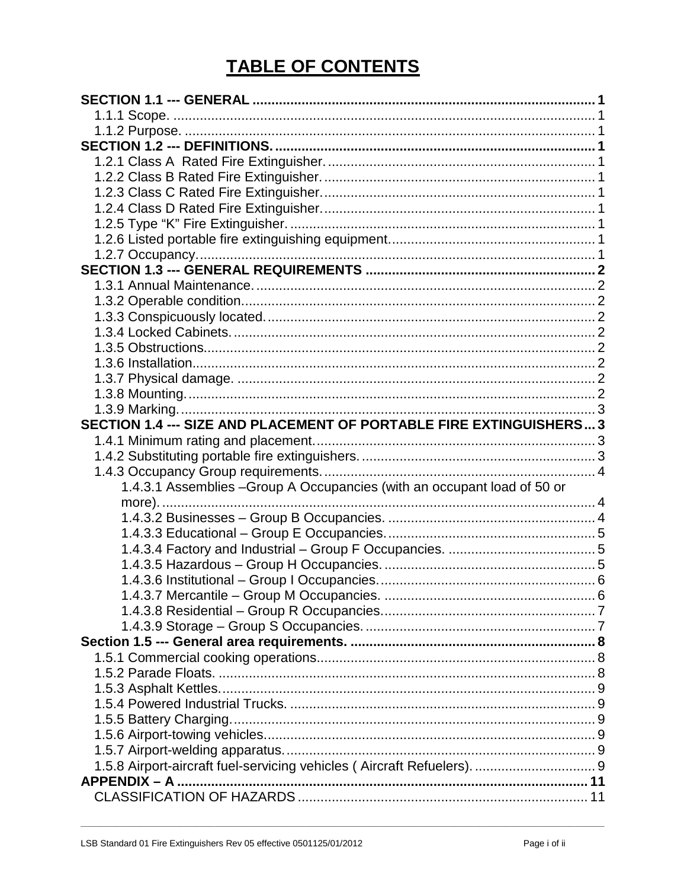# TABLE OF CONTENTS

**SECTION 1.1 --- GENERAL** ..... **1**
- 1.1.1 Scope. ..... 1
- 1.1.2 Purpose. ..... 1

**SECTION 1.2 --- DEFINITIONS.** ..... **1**
- 1.2.1 Class A Rated Fire Extinguisher. ..... 1
- 1.2.2 Class B Rated Fire Extinguisher. ..... 1
- 1.2.3 Class C Rated Fire Extinguisher. ..... 1
- 1.2.4 Class D Rated Fire Extinguisher. ..... 1
- 1.2.5 Type “K” Fire Extinguisher. ..... 1
- 1.2.6 Listed portable fire extinguishing equipment. ..... 1
- 1.2.7 Occupancy. ..... 1

**SECTION 1.3 --- GENERAL REQUIREMENTS** ..... **2**
- 1.3.1 Annual Maintenance. ..... 2
- 1.3.2 Operable condition. ..... 2
- 1.3.3 Conspicuously located. ..... 2
- 1.3.4 Locked Cabinets. ..... 2
- 1.3.5 Obstructions. ..... 2
- 1.3.6 Installation. ..... 2
- 1.3.7 Physical damage. ..... 2
- 1.3.8 Mounting. ..... 2
- 1.3.9 Marking. ..... 3

**SECTION 1.4 --- SIZE AND PLACEMENT OF PORTABLE FIRE EXTINGUISHERS** ..... **3**
- 1.4.1 Minimum rating and placement. ..... 3
- 1.4.2 Substituting portable fire extinguishers. ..... 3
- 1.4.3 Occupancy Group requirements. ..... 4
  - 1.4.3.1 Assemblies –Group A Occupancies (with an occupant load of 50 or more). ..... 4
  - 1.4.3.2 Businesses – Group B Occupancies. ..... 4
  - 1.4.3.3 Educational – Group E Occupancies. ..... 5
  - 1.4.3.4 Factory and Industrial – Group F Occupancies. ..... 5
  - 1.4.3.5 Hazardous – Group H Occupancies. ..... 5
  - 1.4.3.6 Institutional – Group I Occupancies. ..... 6
  - 1.4.3.7 Mercantile – Group M Occupancies. ..... 6
  - 1.4.3.8 Residential – Group R Occupancies. ..... 7
  - 1.4.3.9 Storage – Group S Occupancies. ..... 7

**Section 1.5 --- General area requirements.** ..... **8**
- 1.5.1 Commercial cooking operations. ..... 8
- 1.5.2 Parade Floats. ..... 8
- 1.5.3 Asphalt Kettles. ..... 9
- 1.5.4 Powered Industrial Trucks. ..... 9
- 1.5.5 Battery Charging. ..... 9
- 1.5.6 Airport-towing vehicles. ..... 9
- 1.5.7 Airport-welding apparatus. ..... 9
- 1.5.8 Airport-aircraft fuel-servicing vehicles ( Aircraft Refuelers). ..... 9

**APPENDIX – A** ..... **11**
- CLASSIFICATION OF HAZARDS ..... 11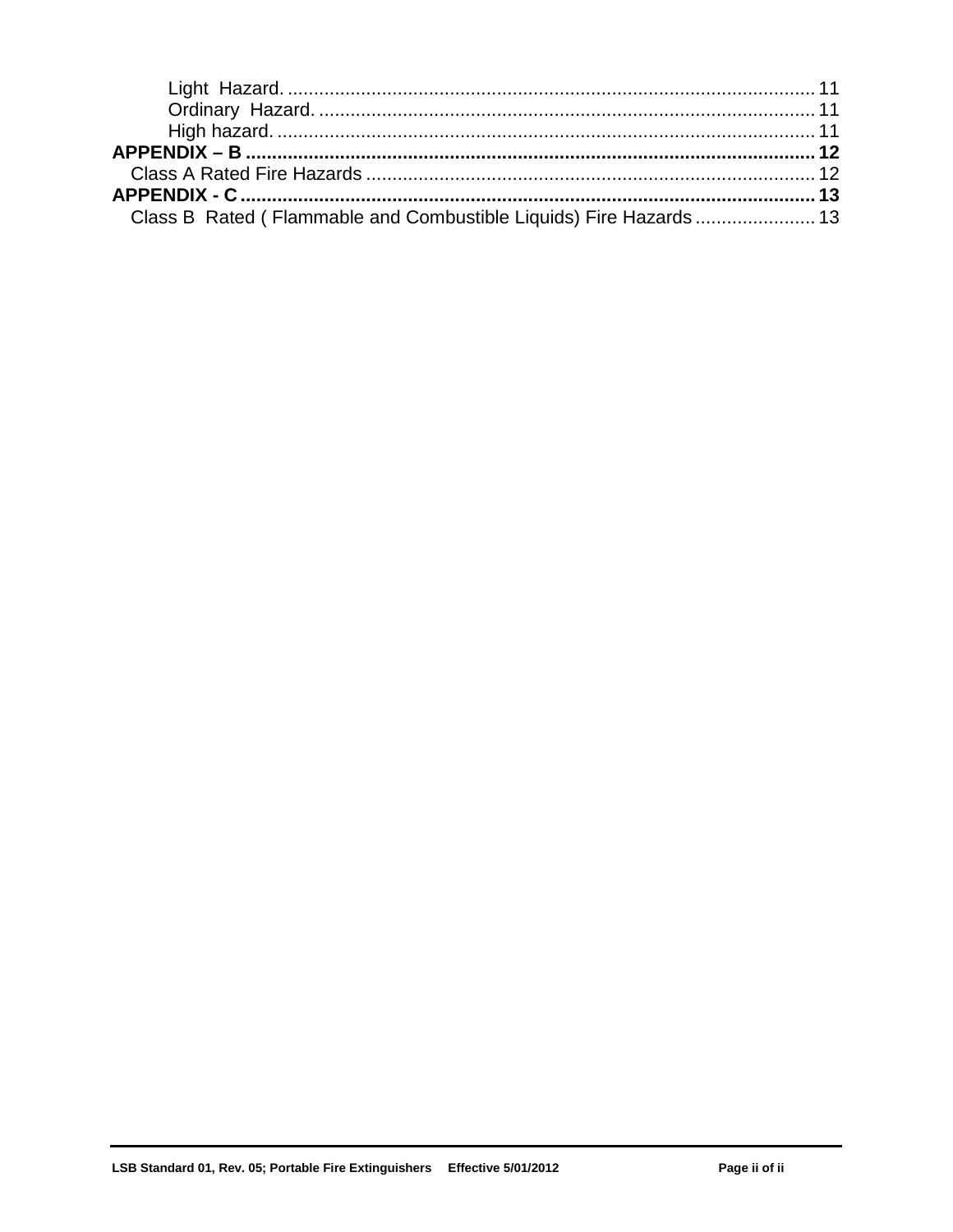Light Hazard. .................................................................................................... 11
Ordinary Hazard. ............................................................................................... 11
High hazard. ....................................................................................................... 11

**APPENDIX – B ............................................................................................................ 12**

Class A Rated Fire Hazards ..................................................................................... 12

**APPENDIX - C ............................................................................................................ 13**

Class B Rated ( Flammable and Combustible Liquids) Fire Hazards ....................... 13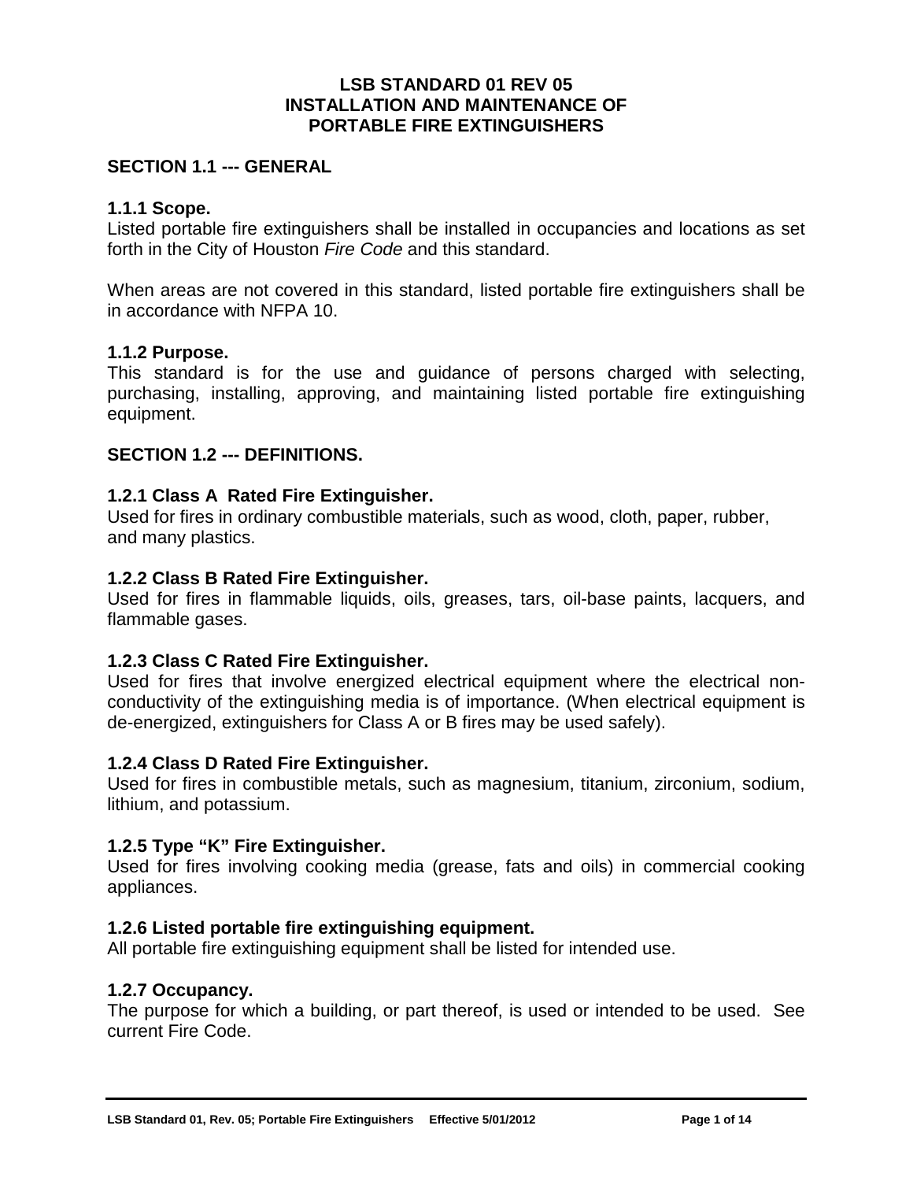# LSB STANDARD 01 REV 05
# INSTALLATION AND MAINTENANCE OF
# PORTABLE FIRE EXTINGUISHERS

## SECTION 1.1 --- GENERAL

### 1.1.1 Scope.

Listed portable fire extinguishers shall be installed in occupancies and locations as set forth in the City of Houston *Fire Code* and this standard.

When areas are not covered in this standard, listed portable fire extinguishers shall be in accordance with NFPA 10.

### 1.1.2 Purpose.

This standard is for the use and guidance of persons charged with selecting, purchasing, installing, approving, and maintaining listed portable fire extinguishing equipment.

## SECTION 1.2 --- DEFINITIONS.

### 1.2.1 Class A Rated Fire Extinguisher.

Used for fires in ordinary combustible materials, such as wood, cloth, paper, rubber, and many plastics.

### 1.2.2 Class B Rated Fire Extinguisher.

Used for fires in flammable liquids, oils, greases, tars, oil-base paints, lacquers, and flammable gases.

### 1.2.3 Class C Rated Fire Extinguisher.

Used for fires that involve energized electrical equipment where the electrical non-conductivity of the extinguishing media is of importance. (When electrical equipment is de-energized, extinguishers for Class A or B fires may be used safely).

### 1.2.4 Class D Rated Fire Extinguisher.

Used for fires in combustible metals, such as magnesium, titanium, zirconium, sodium, lithium, and potassium.

### 1.2.5 Type "K" Fire Extinguisher.

Used for fires involving cooking media (grease, fats and oils) in commercial cooking appliances.

### 1.2.6 Listed portable fire extinguishing equipment.

All portable fire extinguishing equipment shall be listed for intended use.

### 1.2.7 Occupancy.

The purpose for which a building, or part thereof, is used or intended to be used. See current Fire Code.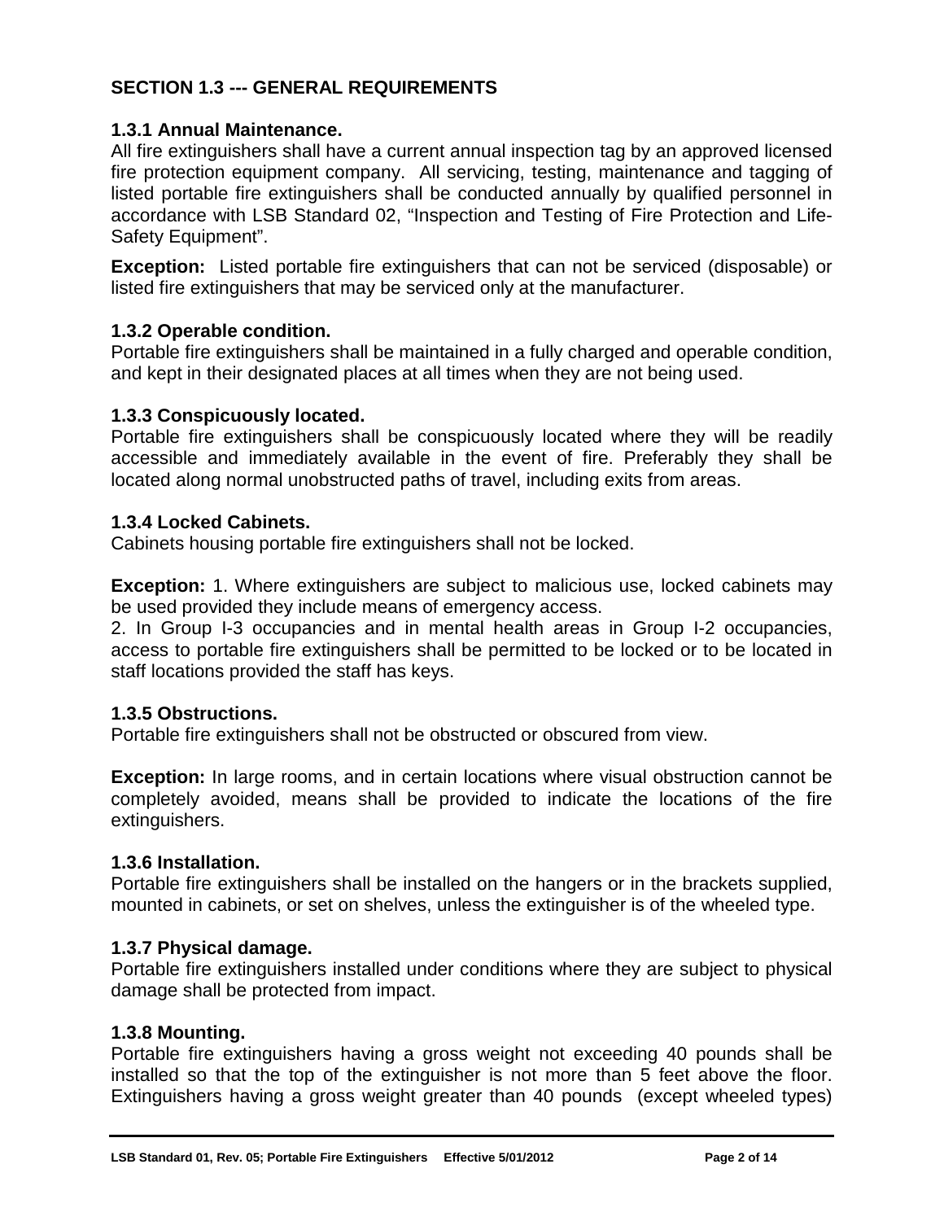## SECTION 1.3 --- GENERAL REQUIREMENTS

### 1.3.1 Annual Maintenance.

All fire extinguishers shall have a current annual inspection tag by an approved licensed fire protection equipment company. All servicing, testing, maintenance and tagging of listed portable fire extinguishers shall be conducted annually by qualified personnel in accordance with LSB Standard 02, "Inspection and Testing of Fire Protection and Life-Safety Equipment".

**Exception:** Listed portable fire extinguishers that can not be serviced (disposable) or listed fire extinguishers that may be serviced only at the manufacturer.

### 1.3.2 Operable condition.

Portable fire extinguishers shall be maintained in a fully charged and operable condition, and kept in their designated places at all times when they are not being used.

### 1.3.3 Conspicuously located.

Portable fire extinguishers shall be conspicuously located where they will be readily accessible and immediately available in the event of fire. Preferably they shall be located along normal unobstructed paths of travel, including exits from areas.

### 1.3.4 Locked Cabinets.

Cabinets housing portable fire extinguishers shall not be locked.

**Exception:** 1. Where extinguishers are subject to malicious use, locked cabinets may be used provided they include means of emergency access.

2. In Group I-3 occupancies and in mental health areas in Group I-2 occupancies, access to portable fire extinguishers shall be permitted to be locked or to be located in staff locations provided the staff has keys.

### 1.3.5 Obstructions.

Portable fire extinguishers shall not be obstructed or obscured from view.

**Exception:** In large rooms, and in certain locations where visual obstruction cannot be completely avoided, means shall be provided to indicate the locations of the fire extinguishers.

### 1.3.6 Installation.

Portable fire extinguishers shall be installed on the hangers or in the brackets supplied, mounted in cabinets, or set on shelves, unless the extinguisher is of the wheeled type.

### 1.3.7 Physical damage.

Portable fire extinguishers installed under conditions where they are subject to physical damage shall be protected from impact.

### 1.3.8 Mounting.

Portable fire extinguishers having a gross weight not exceeding 40 pounds shall be installed so that the top of the extinguisher is not more than 5 feet above the floor. Extinguishers having a gross weight greater than 40 pounds (except wheeled types)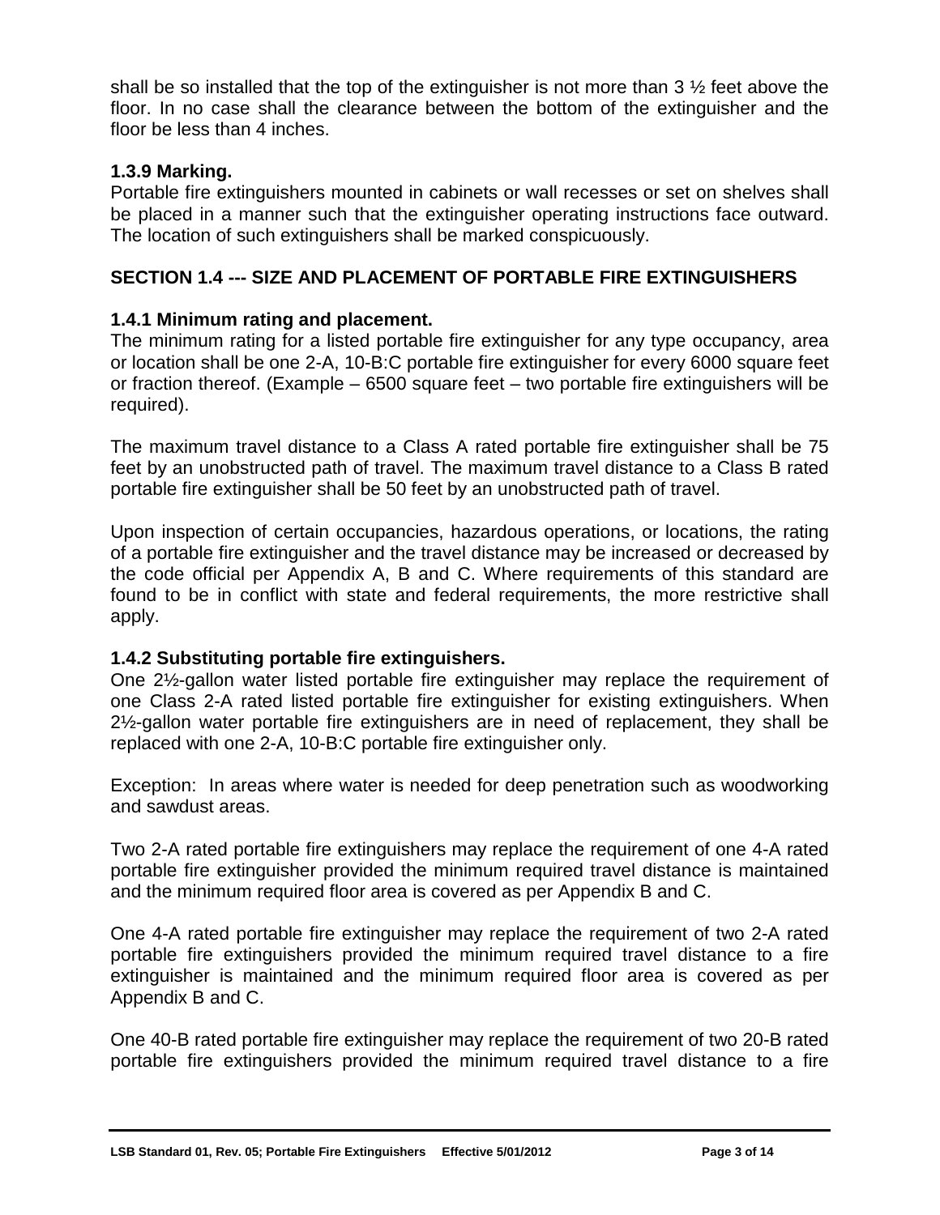shall be so installed that the top of the extinguisher is not more than 3 ½ feet above the floor. In no case shall the clearance between the bottom of the extinguisher and the floor be less than 4 inches.

### 1.3.9 Marking.

Portable fire extinguishers mounted in cabinets or wall recesses or set on shelves shall be placed in a manner such that the extinguisher operating instructions face outward. The location of such extinguishers shall be marked conspicuously.

## SECTION 1.4 --- SIZE AND PLACEMENT OF PORTABLE FIRE EXTINGUISHERS

### 1.4.1 Minimum rating and placement.

The minimum rating for a listed portable fire extinguisher for any type occupancy, area or location shall be one 2-A, 10-B:C portable fire extinguisher for every 6000 square feet or fraction thereof. (Example – 6500 square feet – two portable fire extinguishers will be required).

The maximum travel distance to a Class A rated portable fire extinguisher shall be 75 feet by an unobstructed path of travel. The maximum travel distance to a Class B rated portable fire extinguisher shall be 50 feet by an unobstructed path of travel.

Upon inspection of certain occupancies, hazardous operations, or locations, the rating of a portable fire extinguisher and the travel distance may be increased or decreased by the code official per Appendix A, B and C. Where requirements of this standard are found to be in conflict with state and federal requirements, the more restrictive shall apply.

### 1.4.2 Substituting portable fire extinguishers.

One 2½-gallon water listed portable fire extinguisher may replace the requirement of one Class 2-A rated listed portable fire extinguisher for existing extinguishers. When 2½-gallon water portable fire extinguishers are in need of replacement, they shall be replaced with one 2-A, 10-B:C portable fire extinguisher only.

Exception: In areas where water is needed for deep penetration such as woodworking and sawdust areas.

Two 2-A rated portable fire extinguishers may replace the requirement of one 4-A rated portable fire extinguisher provided the minimum required travel distance is maintained and the minimum required floor area is covered as per Appendix B and C.

One 4-A rated portable fire extinguisher may replace the requirement of two 2-A rated portable fire extinguishers provided the minimum required travel distance to a fire extinguisher is maintained and the minimum required floor area is covered as per Appendix B and C.

One 40-B rated portable fire extinguisher may replace the requirement of two 20-B rated portable fire extinguishers provided the minimum required travel distance to a fire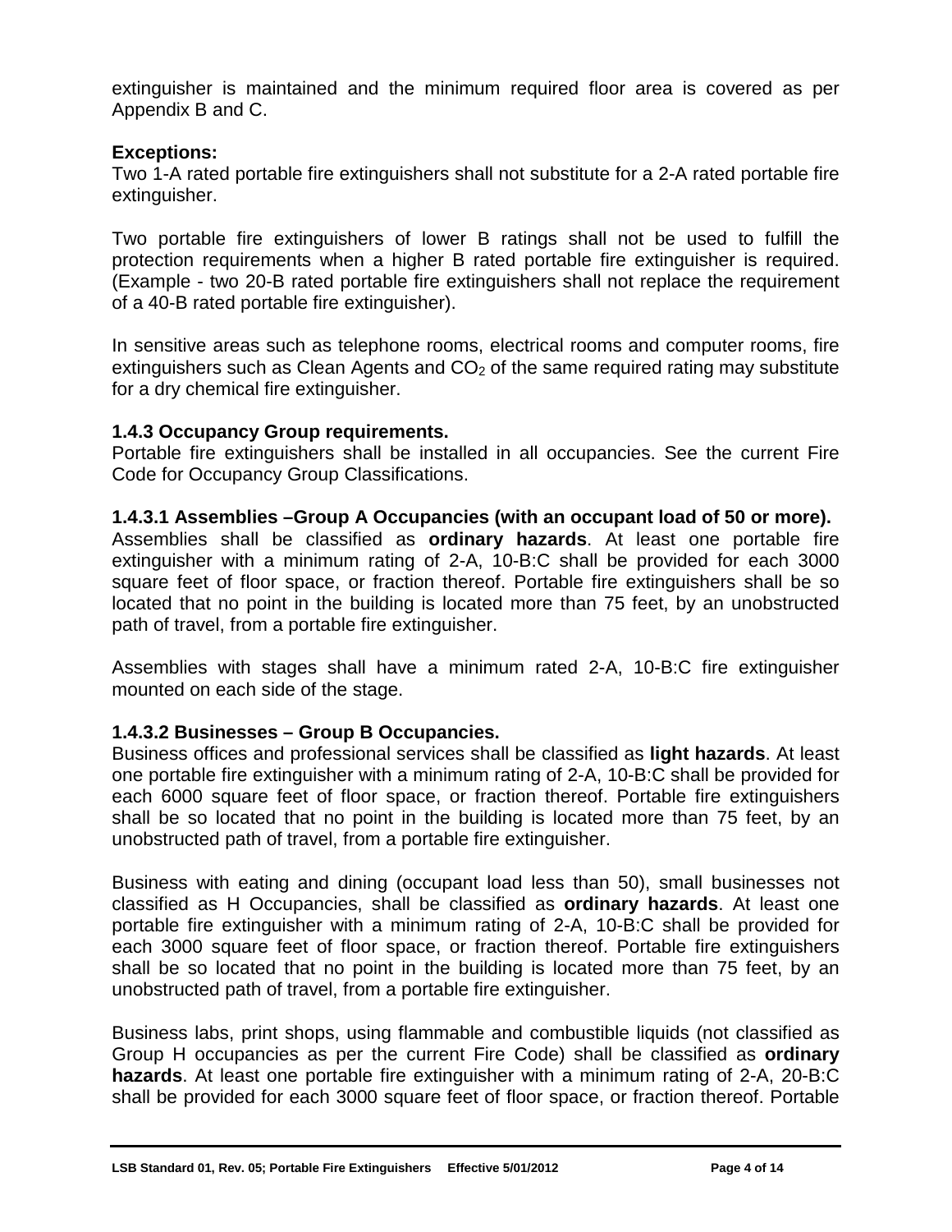extinguisher is maintained and the minimum required floor area is covered as per Appendix B and C.

**Exceptions:**
Two 1-A rated portable fire extinguishers shall not substitute for a 2-A rated portable fire extinguisher.

Two portable fire extinguishers of lower B ratings shall not be used to fulfill the protection requirements when a higher B rated portable fire extinguisher is required. (Example - two 20-B rated portable fire extinguishers shall not replace the requirement of a 40-B rated portable fire extinguisher).

In sensitive areas such as telephone rooms, electrical rooms and computer rooms, fire extinguishers such as Clean Agents and $CO_2$ of the same required rating may substitute for a dry chemical fire extinguisher.

### 1.4.3 Occupancy Group requirements.

Portable fire extinguishers shall be installed in all occupancies. See the current Fire Code for Occupancy Group Classifications.

#### 1.4.3.1 Assemblies –Group A Occupancies (with an occupant load of 50 or more).

Assemblies shall be classified as **ordinary hazards**. At least one portable fire extinguisher with a minimum rating of 2-A, 10-B:C shall be provided for each 3000 square feet of floor space, or fraction thereof. Portable fire extinguishers shall be so located that no point in the building is located more than 75 feet, by an unobstructed path of travel, from a portable fire extinguisher.

Assemblies with stages shall have a minimum rated 2-A, 10-B:C fire extinguisher mounted on each side of the stage.

#### 1.4.3.2 Businesses – Group B Occupancies.

Business offices and professional services shall be classified as **light hazards**. At least one portable fire extinguisher with a minimum rating of 2-A, 10-B:C shall be provided for each 6000 square feet of floor space, or fraction thereof. Portable fire extinguishers shall be so located that no point in the building is located more than 75 feet, by an unobstructed path of travel, from a portable fire extinguisher.

Business with eating and dining (occupant load less than 50), small businesses not classified as H Occupancies, shall be classified as **ordinary hazards**. At least one portable fire extinguisher with a minimum rating of 2-A, 10-B:C shall be provided for each 3000 square feet of floor space, or fraction thereof. Portable fire extinguishers shall be so located that no point in the building is located more than 75 feet, by an unobstructed path of travel, from a portable fire extinguisher.

Business labs, print shops, using flammable and combustible liquids (not classified as Group H occupancies as per the current Fire Code) shall be classified as **ordinary hazards**. At least one portable fire extinguisher with a minimum rating of 2-A, 20-B:C shall be provided for each 3000 square feet of floor space, or fraction thereof. Portable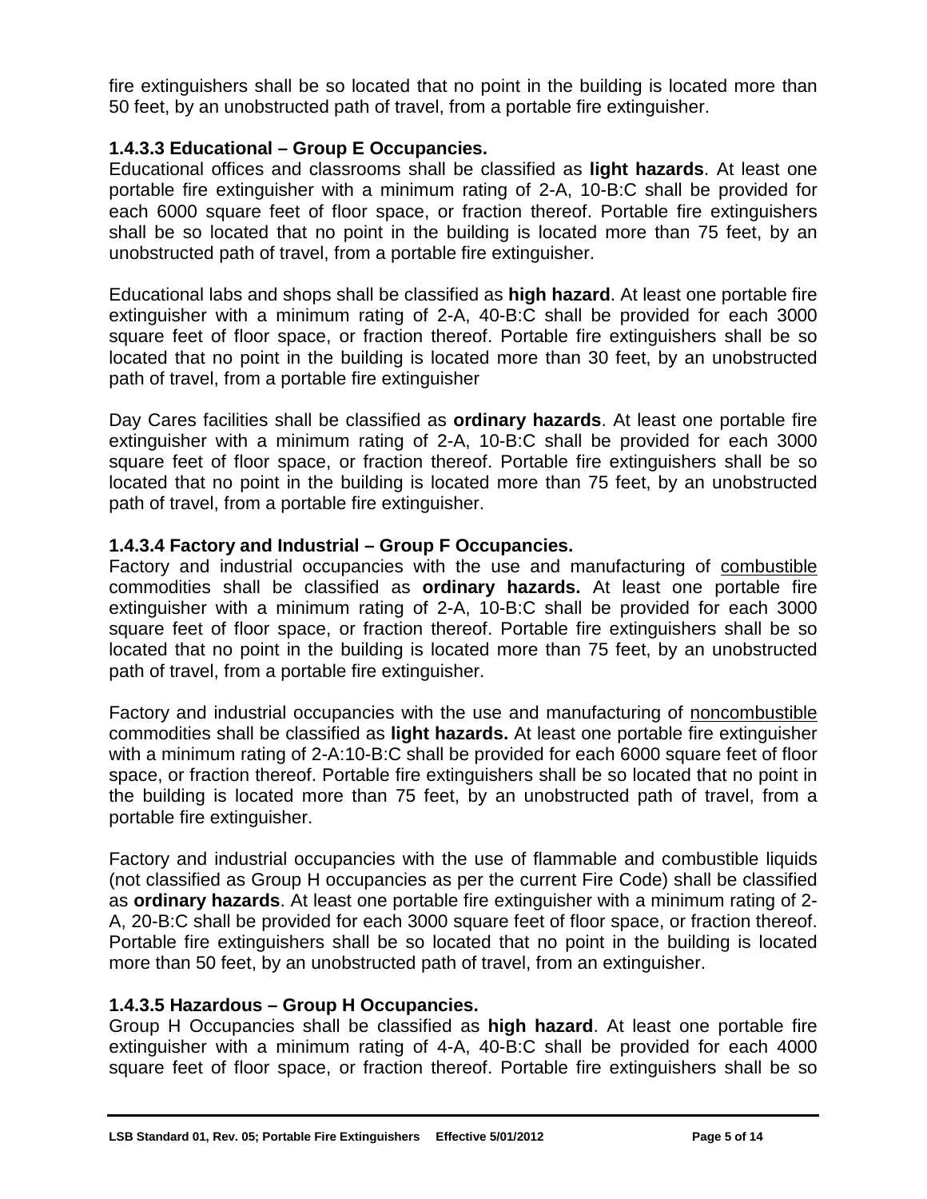fire extinguishers shall be so located that no point in the building is located more than 50 feet, by an unobstructed path of travel, from a portable fire extinguisher.

### 1.4.3.3 Educational – Group E Occupancies.

Educational offices and classrooms shall be classified as **light hazards**. At least one portable fire extinguisher with a minimum rating of 2-A, 10-B:C shall be provided for each 6000 square feet of floor space, or fraction thereof. Portable fire extinguishers shall be so located that no point in the building is located more than 75 feet, by an unobstructed path of travel, from a portable fire extinguisher.

Educational labs and shops shall be classified as **high hazard**. At least one portable fire extinguisher with a minimum rating of 2-A, 40-B:C shall be provided for each 3000 square feet of floor space, or fraction thereof. Portable fire extinguishers shall be so located that no point in the building is located more than 30 feet, by an unobstructed path of travel, from a portable fire extinguisher

Day Cares facilities shall be classified as **ordinary hazards**. At least one portable fire extinguisher with a minimum rating of 2-A, 10-B:C shall be provided for each 3000 square feet of floor space, or fraction thereof. Portable fire extinguishers shall be so located that no point in the building is located more than 75 feet, by an unobstructed path of travel, from a portable fire extinguisher.

### 1.4.3.4 Factory and Industrial – Group F Occupancies.

Factory and industrial occupancies with the use and manufacturing of combustible commodities shall be classified as **ordinary hazards.** At least one portable fire extinguisher with a minimum rating of 2-A, 10-B:C shall be provided for each 3000 square feet of floor space, or fraction thereof. Portable fire extinguishers shall be so located that no point in the building is located more than 75 feet, by an unobstructed path of travel, from a portable fire extinguisher.

Factory and industrial occupancies with the use and manufacturing of noncombustible commodities shall be classified as **light hazards.** At least one portable fire extinguisher with a minimum rating of 2-A:10-B:C shall be provided for each 6000 square feet of floor space, or fraction thereof. Portable fire extinguishers shall be so located that no point in the building is located more than 75 feet, by an unobstructed path of travel, from a portable fire extinguisher.

Factory and industrial occupancies with the use of flammable and combustible liquids (not classified as Group H occupancies as per the current Fire Code) shall be classified as **ordinary hazards**. At least one portable fire extinguisher with a minimum rating of 2-A, 20-B:C shall be provided for each 3000 square feet of floor space, or fraction thereof. Portable fire extinguishers shall be so located that no point in the building is located more than 50 feet, by an unobstructed path of travel, from an extinguisher.

### 1.4.3.5 Hazardous – Group H Occupancies.

Group H Occupancies shall be classified as **high hazard**. At least one portable fire extinguisher with a minimum rating of 4-A, 40-B:C shall be provided for each 4000 square feet of floor space, or fraction thereof. Portable fire extinguishers shall be so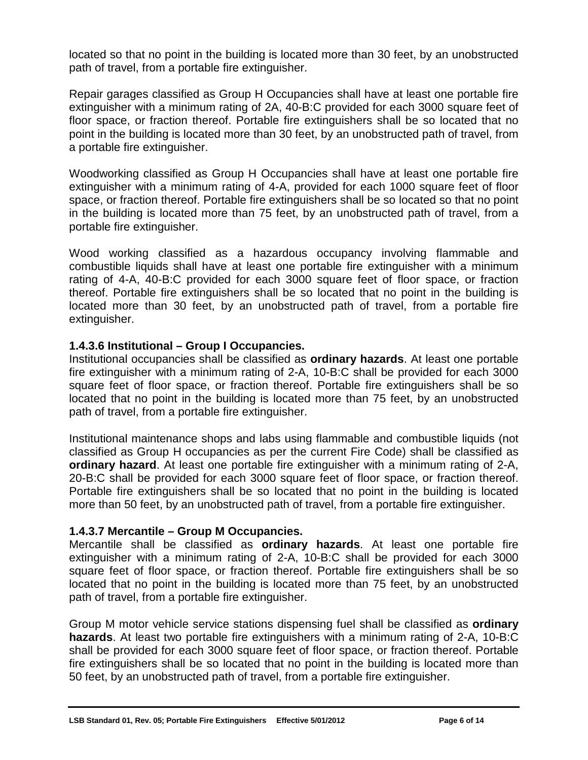located so that no point in the building is located more than 30 feet, by an unobstructed path of travel, from a portable fire extinguisher.

Repair garages classified as Group H Occupancies shall have at least one portable fire extinguisher with a minimum rating of 2A, 40-B:C provided for each 3000 square feet of floor space, or fraction thereof. Portable fire extinguishers shall be so located that no point in the building is located more than 30 feet, by an unobstructed path of travel, from a portable fire extinguisher.

Woodworking classified as Group H Occupancies shall have at least one portable fire extinguisher with a minimum rating of 4-A, provided for each 1000 square feet of floor space, or fraction thereof. Portable fire extinguishers shall be so located so that no point in the building is located more than 75 feet, by an unobstructed path of travel, from a portable fire extinguisher.

Wood working classified as a hazardous occupancy involving flammable and combustible liquids shall have at least one portable fire extinguisher with a minimum rating of 4-A, 40-B:C provided for each 3000 square feet of floor space, or fraction thereof. Portable fire extinguishers shall be so located that no point in the building is located more than 30 feet, by an unobstructed path of travel, from a portable fire extinguisher.

**1.4.3.6 Institutional – Group I Occupancies.**
Institutional occupancies shall be classified as **ordinary hazards**. At least one portable fire extinguisher with a minimum rating of 2-A, 10-B:C shall be provided for each 3000 square feet of floor space, or fraction thereof. Portable fire extinguishers shall be so located that no point in the building is located more than 75 feet, by an unobstructed path of travel, from a portable fire extinguisher.

Institutional maintenance shops and labs using flammable and combustible liquids (not classified as Group H occupancies as per the current Fire Code) shall be classified as **ordinary hazard**. At least one portable fire extinguisher with a minimum rating of 2-A, 20-B:C shall be provided for each 3000 square feet of floor space, or fraction thereof. Portable fire extinguishers shall be so located that no point in the building is located more than 50 feet, by an unobstructed path of travel, from a portable fire extinguisher.

**1.4.3.7 Mercantile – Group M Occupancies.**
Mercantile shall be classified as **ordinary hazards**. At least one portable fire extinguisher with a minimum rating of 2-A, 10-B:C shall be provided for each 3000 square feet of floor space, or fraction thereof. Portable fire extinguishers shall be so located that no point in the building is located more than 75 feet, by an unobstructed path of travel, from a portable fire extinguisher.

Group M motor vehicle service stations dispensing fuel shall be classified as **ordinary hazards**. At least two portable fire extinguishers with a minimum rating of 2-A, 10-B:C shall be provided for each 3000 square feet of floor space, or fraction thereof. Portable fire extinguishers shall be so located that no point in the building is located more than 50 feet, by an unobstructed path of travel, from a portable fire extinguisher.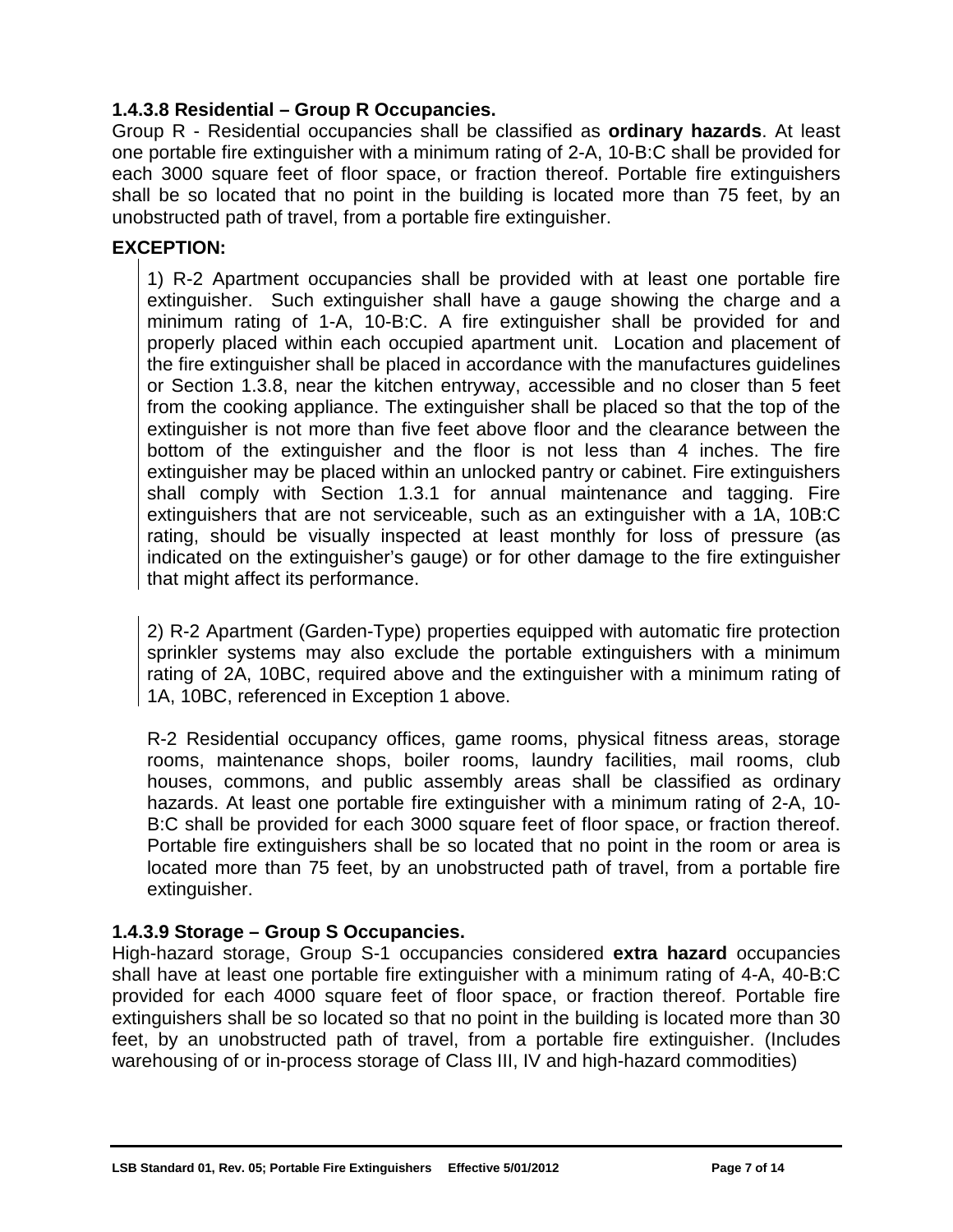#### 1.4.3.8 Residential – Group R Occupancies.

Group R - Residential occupancies shall be classified as **ordinary hazards**. At least one portable fire extinguisher with a minimum rating of 2-A, 10-B:C shall be provided for each 3000 square feet of floor space, or fraction thereof. Portable fire extinguishers shall be so located that no point in the building is located more than 75 feet, by an unobstructed path of travel, from a portable fire extinguisher.

**EXCEPTION:**

1) R-2 Apartment occupancies shall be provided with at least one portable fire extinguisher. Such extinguisher shall have a gauge showing the charge and a minimum rating of 1-A, 10-B:C. A fire extinguisher shall be provided for and properly placed within each occupied apartment unit. Location and placement of the fire extinguisher shall be placed in accordance with the manufactures guidelines or Section 1.3.8, near the kitchen entryway, accessible and no closer than 5 feet from the cooking appliance. The extinguisher shall be placed so that the top of the extinguisher is not more than five feet above floor and the clearance between the bottom of the extinguisher and the floor is not less than 4 inches. The fire extinguisher may be placed within an unlocked pantry or cabinet. Fire extinguishers shall comply with Section 1.3.1 for annual maintenance and tagging. Fire extinguishers that are not serviceable, such as an extinguisher with a 1A, 10B:C rating, should be visually inspected at least monthly for loss of pressure (as indicated on the extinguisher's gauge) or for other damage to the fire extinguisher that might affect its performance.

2) R-2 Apartment (Garden-Type) properties equipped with automatic fire protection sprinkler systems may also exclude the portable extinguishers with a minimum rating of 2A, 10BC, required above and the extinguisher with a minimum rating of 1A, 10BC, referenced in Exception 1 above.

R-2 Residential occupancy offices, game rooms, physical fitness areas, storage rooms, maintenance shops, boiler rooms, laundry facilities, mail rooms, club houses, commons, and public assembly areas shall be classified as ordinary hazards. At least one portable fire extinguisher with a minimum rating of 2-A, 10-B:C shall be provided for each 3000 square feet of floor space, or fraction thereof. Portable fire extinguishers shall be so located that no point in the room or area is located more than 75 feet, by an unobstructed path of travel, from a portable fire extinguisher.

#### 1.4.3.9 Storage – Group S Occupancies.

High-hazard storage, Group S-1 occupancies considered **extra hazard** occupancies shall have at least one portable fire extinguisher with a minimum rating of 4-A, 40-B:C provided for each 4000 square feet of floor space, or fraction thereof. Portable fire extinguishers shall be so located so that no point in the building is located more than 30 feet, by an unobstructed path of travel, from a portable fire extinguisher. (Includes warehousing of or in-process storage of Class III, IV and high-hazard commodities)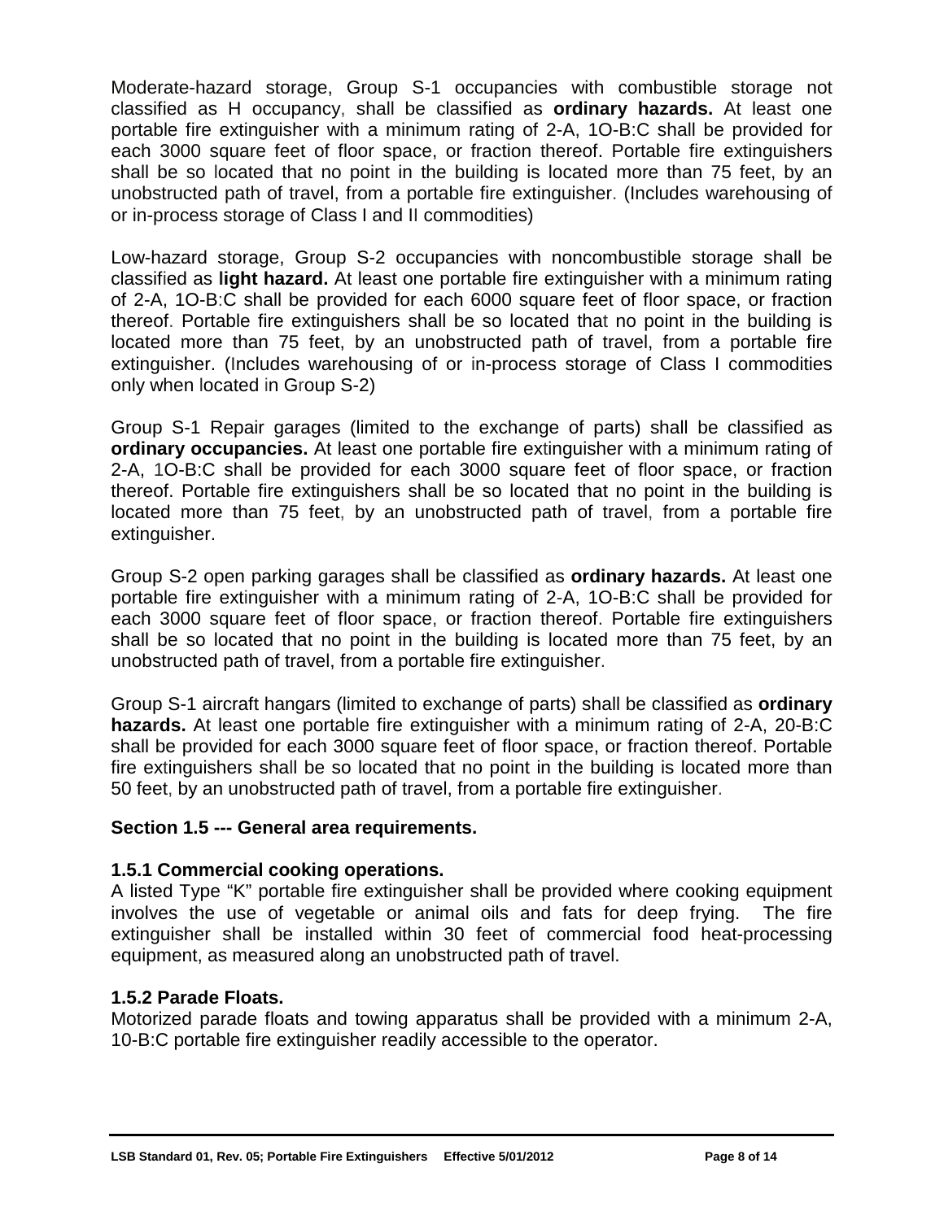Moderate-hazard storage, Group S-1 occupancies with combustible storage not classified as H occupancy, shall be classified as **ordinary hazards.** At least one portable fire extinguisher with a minimum rating of 2-A, 1O-B:C shall be provided for each 3000 square feet of floor space, or fraction thereof. Portable fire extinguishers shall be so located that no point in the building is located more than 75 feet, by an unobstructed path of travel, from a portable fire extinguisher. (Includes warehousing of or in-process storage of Class I and II commodities)

Low-hazard storage, Group S-2 occupancies with noncombustible storage shall be classified as **light hazard.** At least one portable fire extinguisher with a minimum rating of 2-A, 1O-B:C shall be provided for each 6000 square feet of floor space, or fraction thereof. Portable fire extinguishers shall be so located that no point in the building is located more than 75 feet, by an unobstructed path of travel, from a portable fire extinguisher. (Includes warehousing of or in-process storage of Class I commodities only when located in Group S-2)

Group S-1 Repair garages (limited to the exchange of parts) shall be classified as **ordinary occupancies.** At least one portable fire extinguisher with a minimum rating of 2-A, 1O-B:C shall be provided for each 3000 square feet of floor space, or fraction thereof. Portable fire extinguishers shall be so located that no point in the building is located more than 75 feet, by an unobstructed path of travel, from a portable fire extinguisher.

Group S-2 open parking garages shall be classified as **ordinary hazards.** At least one portable fire extinguisher with a minimum rating of 2-A, 1O-B:C shall be provided for each 3000 square feet of floor space, or fraction thereof. Portable fire extinguishers shall be so located that no point in the building is located more than 75 feet, by an unobstructed path of travel, from a portable fire extinguisher.

Group S-1 aircraft hangars (limited to exchange of parts) shall be classified as **ordinary hazards.** At least one portable fire extinguisher with a minimum rating of 2-A, 20-B:C shall be provided for each 3000 square feet of floor space, or fraction thereof. Portable fire extinguishers shall be so located that no point in the building is located more than 50 feet, by an unobstructed path of travel, from a portable fire extinguisher.

## Section 1.5 --- General area requirements.

### 1.5.1 Commercial cooking operations.

A listed Type "K" portable fire extinguisher shall be provided where cooking equipment involves the use of vegetable or animal oils and fats for deep frying. The fire extinguisher shall be installed within 30 feet of commercial food heat-processing equipment, as measured along an unobstructed path of travel.

### 1.5.2 Parade Floats.

Motorized parade floats and towing apparatus shall be provided with a minimum 2-A, 10-B:C portable fire extinguisher readily accessible to the operator.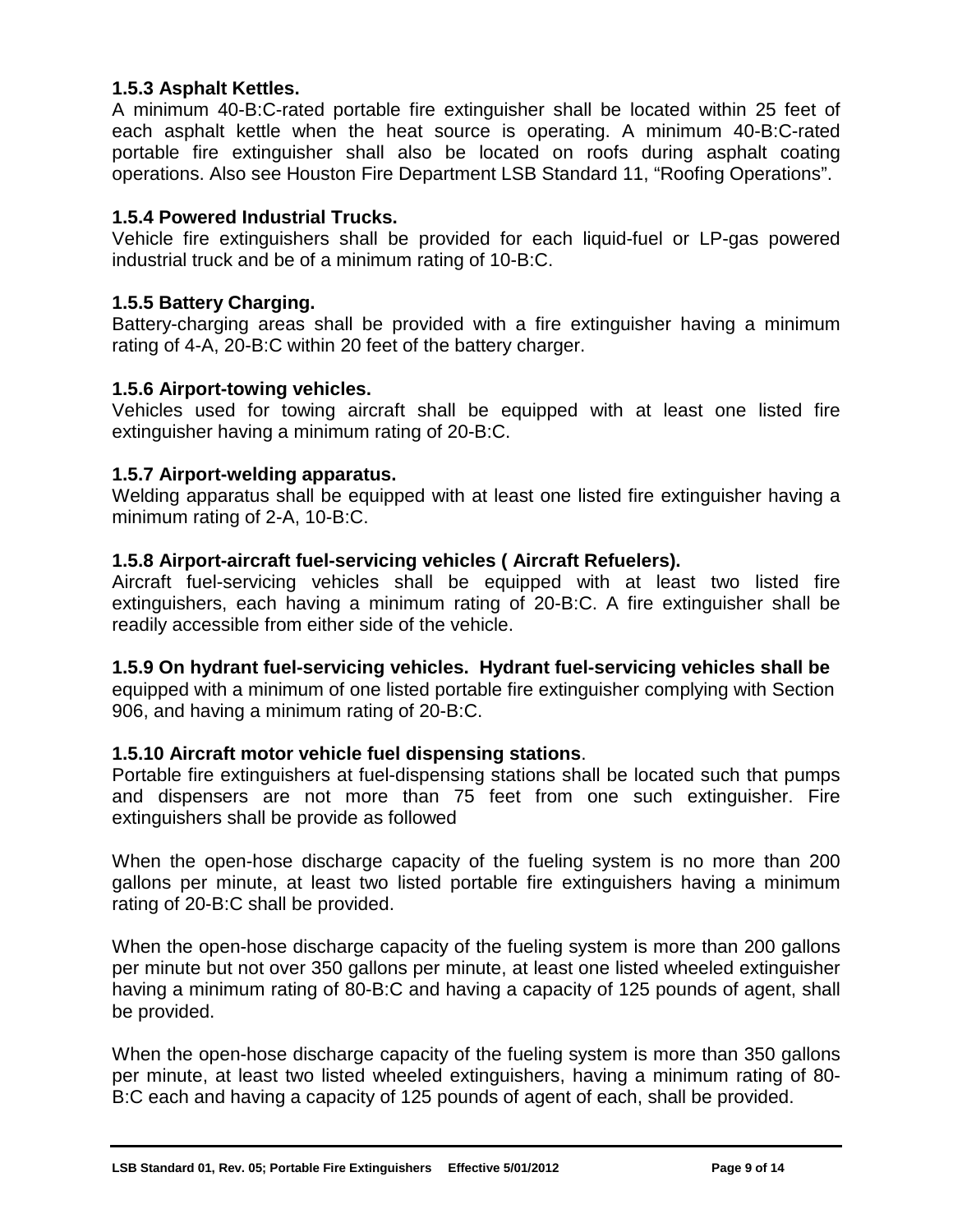### 1.5.3 Asphalt Kettles.

A minimum 40-B:C-rated portable fire extinguisher shall be located within 25 feet of each asphalt kettle when the heat source is operating. A minimum 40-B:C-rated portable fire extinguisher shall also be located on roofs during asphalt coating operations. Also see Houston Fire Department LSB Standard 11, "Roofing Operations".

### 1.5.4 Powered Industrial Trucks.

Vehicle fire extinguishers shall be provided for each liquid-fuel or LP-gas powered industrial truck and be of a minimum rating of 10-B:C.

### 1.5.5 Battery Charging.

Battery-charging areas shall be provided with a fire extinguisher having a minimum rating of 4-A, 20-B:C within 20 feet of the battery charger.

### 1.5.6 Airport-towing vehicles.

Vehicles used for towing aircraft shall be equipped with at least one listed fire extinguisher having a minimum rating of 20-B:C.

### 1.5.7 Airport-welding apparatus.

Welding apparatus shall be equipped with at least one listed fire extinguisher having a minimum rating of 2-A, 10-B:C.

### 1.5.8 Airport-aircraft fuel-servicing vehicles ( Aircraft Refuelers).

Aircraft fuel-servicing vehicles shall be equipped with at least two listed fire extinguishers, each having a minimum rating of 20-B:C. A fire extinguisher shall be readily accessible from either side of the vehicle.

**1.5.9 On hydrant fuel-servicing vehicles. Hydrant fuel-servicing vehicles shall be** equipped with a minimum of one listed portable fire extinguisher complying with Section 906, and having a minimum rating of 20-B:C.

### 1.5.10 Aircraft motor vehicle fuel dispensing stations.

Portable fire extinguishers at fuel-dispensing stations shall be located such that pumps and dispensers are not more than 75 feet from one such extinguisher. Fire extinguishers shall be provide as followed

When the open-hose discharge capacity of the fueling system is no more than 200 gallons per minute, at least two listed portable fire extinguishers having a minimum rating of 20-B:C shall be provided.

When the open-hose discharge capacity of the fueling system is more than 200 gallons per minute but not over 350 gallons per minute, at least one listed wheeled extinguisher having a minimum rating of 80-B:C and having a capacity of 125 pounds of agent, shall be provided.

When the open-hose discharge capacity of the fueling system is more than 350 gallons per minute, at least two listed wheeled extinguishers, having a minimum rating of 80-B:C each and having a capacity of 125 pounds of agent of each, shall be provided.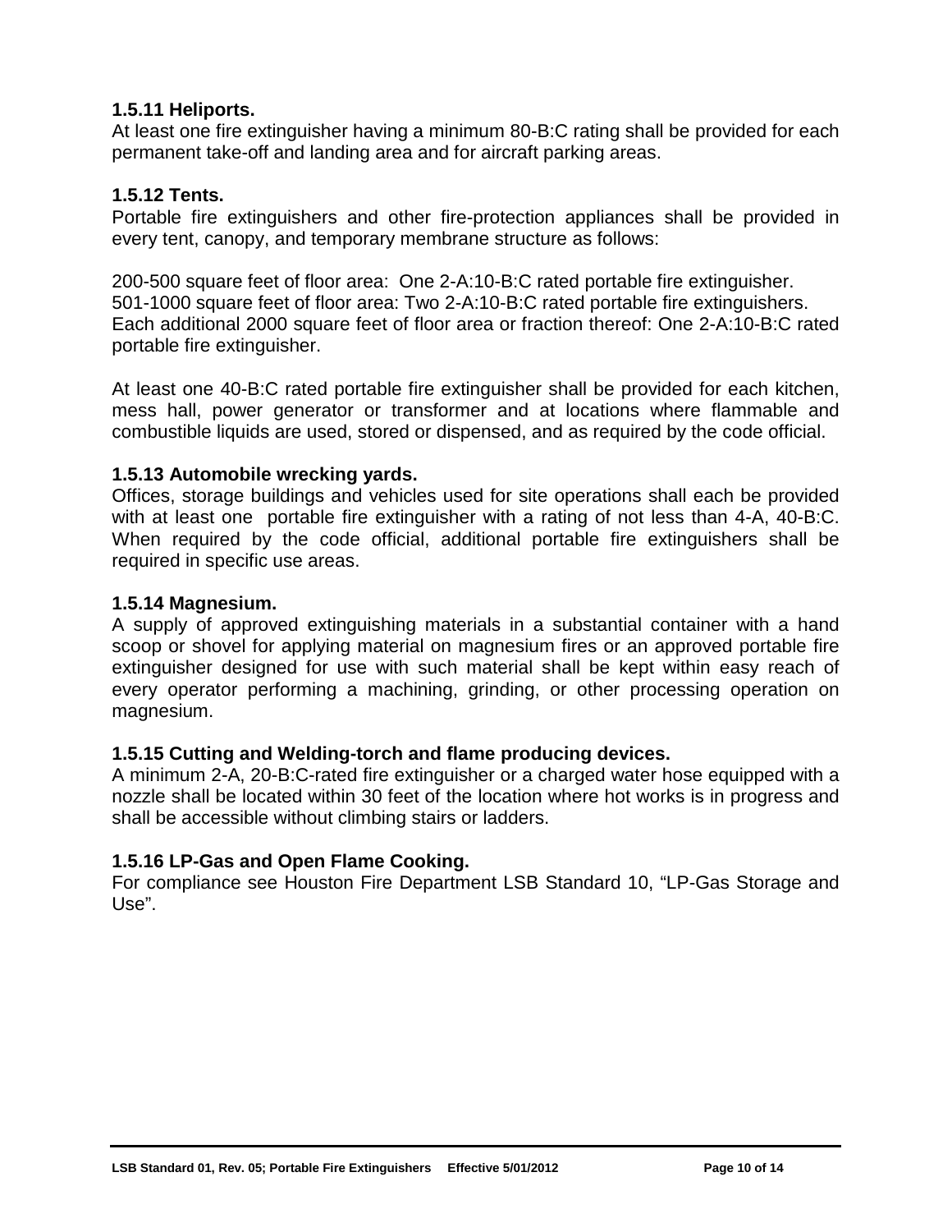### 1.5.11 Heliports.

At least one fire extinguisher having a minimum 80-B:C rating shall be provided for each permanent take-off and landing area and for aircraft parking areas.

### 1.5.12 Tents.

Portable fire extinguishers and other fire-protection appliances shall be provided in every tent, canopy, and temporary membrane structure as follows:

200-500 square feet of floor area: One 2-A:10-B:C rated portable fire extinguisher.
501-1000 square feet of floor area: Two 2-A:10-B:C rated portable fire extinguishers.
Each additional 2000 square feet of floor area or fraction thereof: One 2-A:10-B:C rated portable fire extinguisher.

At least one 40-B:C rated portable fire extinguisher shall be provided for each kitchen, mess hall, power generator or transformer and at locations where flammable and combustible liquids are used, stored or dispensed, and as required by the code official.

### 1.5.13 Automobile wrecking yards.

Offices, storage buildings and vehicles used for site operations shall each be provided with at least one portable fire extinguisher with a rating of not less than 4-A, 40-B:C. When required by the code official, additional portable fire extinguishers shall be required in specific use areas.

### 1.5.14 Magnesium.

A supply of approved extinguishing materials in a substantial container with a hand scoop or shovel for applying material on magnesium fires or an approved portable fire extinguisher designed for use with such material shall be kept within easy reach of every operator performing a machining, grinding, or other processing operation on magnesium.

### 1.5.15 Cutting and Welding-torch and flame producing devices.

A minimum 2-A, 20-B:C-rated fire extinguisher or a charged water hose equipped with a nozzle shall be located within 30 feet of the location where hot works is in progress and shall be accessible without climbing stairs or ladders.

### 1.5.16 LP-Gas and Open Flame Cooking.

For compliance see Houston Fire Department LSB Standard 10, “LP-Gas Storage and Use”.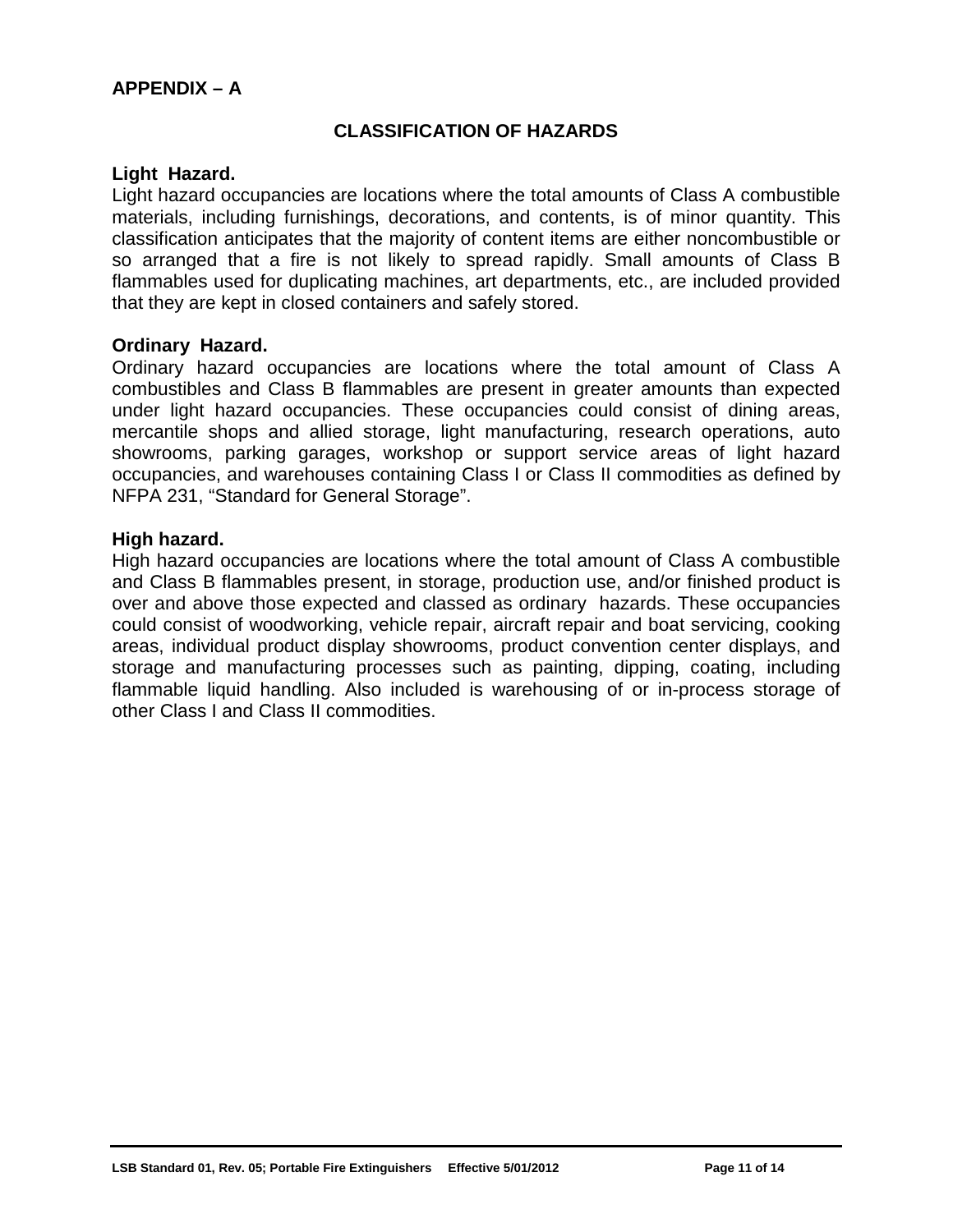## APPENDIX – A

### CLASSIFICATION OF HAZARDS

**Light Hazard.**
Light hazard occupancies are locations where the total amounts of Class A combustible materials, including furnishings, decorations, and contents, is of minor quantity. This classification anticipates that the majority of content items are either noncombustible or so arranged that a fire is not likely to spread rapidly. Small amounts of Class B flammables used for duplicating machines, art departments, etc., are included provided that they are kept in closed containers and safely stored.

**Ordinary Hazard.**
Ordinary hazard occupancies are locations where the total amount of Class A combustibles and Class B flammables are present in greater amounts than expected under light hazard occupancies. These occupancies could consist of dining areas, mercantile shops and allied storage, light manufacturing, research operations, auto showrooms, parking garages, workshop or support service areas of light hazard occupancies, and warehouses containing Class I or Class II commodities as defined by NFPA 231, "Standard for General Storage".

**High hazard.**
High hazard occupancies are locations where the total amount of Class A combustible and Class B flammables present, in storage, production use, and/or finished product is over and above those expected and classed as ordinary hazards. These occupancies could consist of woodworking, vehicle repair, aircraft repair and boat servicing, cooking areas, individual product display showrooms, product convention center displays, and storage and manufacturing processes such as painting, dipping, coating, including flammable liquid handling. Also included is warehousing of or in-process storage of other Class I and Class II commodities.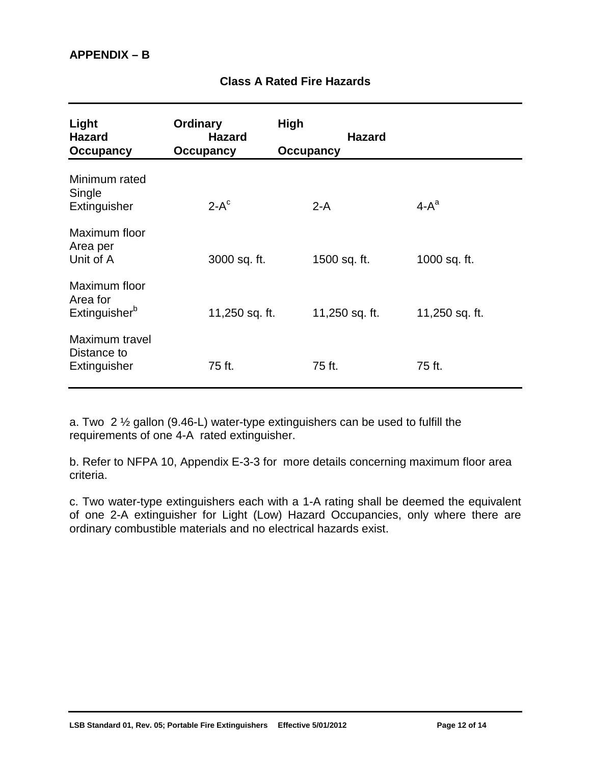**APPENDIX – B**

**Class A Rated Fire Hazards**

| | Light Hazard Occupancy | Ordinary Hazard Occupancy | High Hazard Occupancy |
|---|---|---|---|
| Minimum rated Single Extinguisher | 2-A[c] | 2-A | 4-A[a] |
| Maximum floor Area per Unit of A | 3000 sq. ft. | 1500 sq. ft. | 1000 sq. ft. |
| Maximum floor Area for Extinguisher[b] | 11,250 sq. ft. | 11,250 sq. ft. | 11,250 sq. ft. |
| Maximum travel Distance to Extinguisher | 75 ft. | 75 ft. | 75 ft. |

a. Two 2 ½ gallon (9.46-L) water-type extinguishers can be used to fulfill the requirements of one 4-A rated extinguisher.

b. Refer to NFPA 10, Appendix E-3-3 for more details concerning maximum floor area criteria.

c. Two water-type extinguishers each with a 1-A rating shall be deemed the equivalent of one 2-A extinguisher for Light (Low) Hazard Occupancies, only where there are ordinary combustible materials and no electrical hazards exist.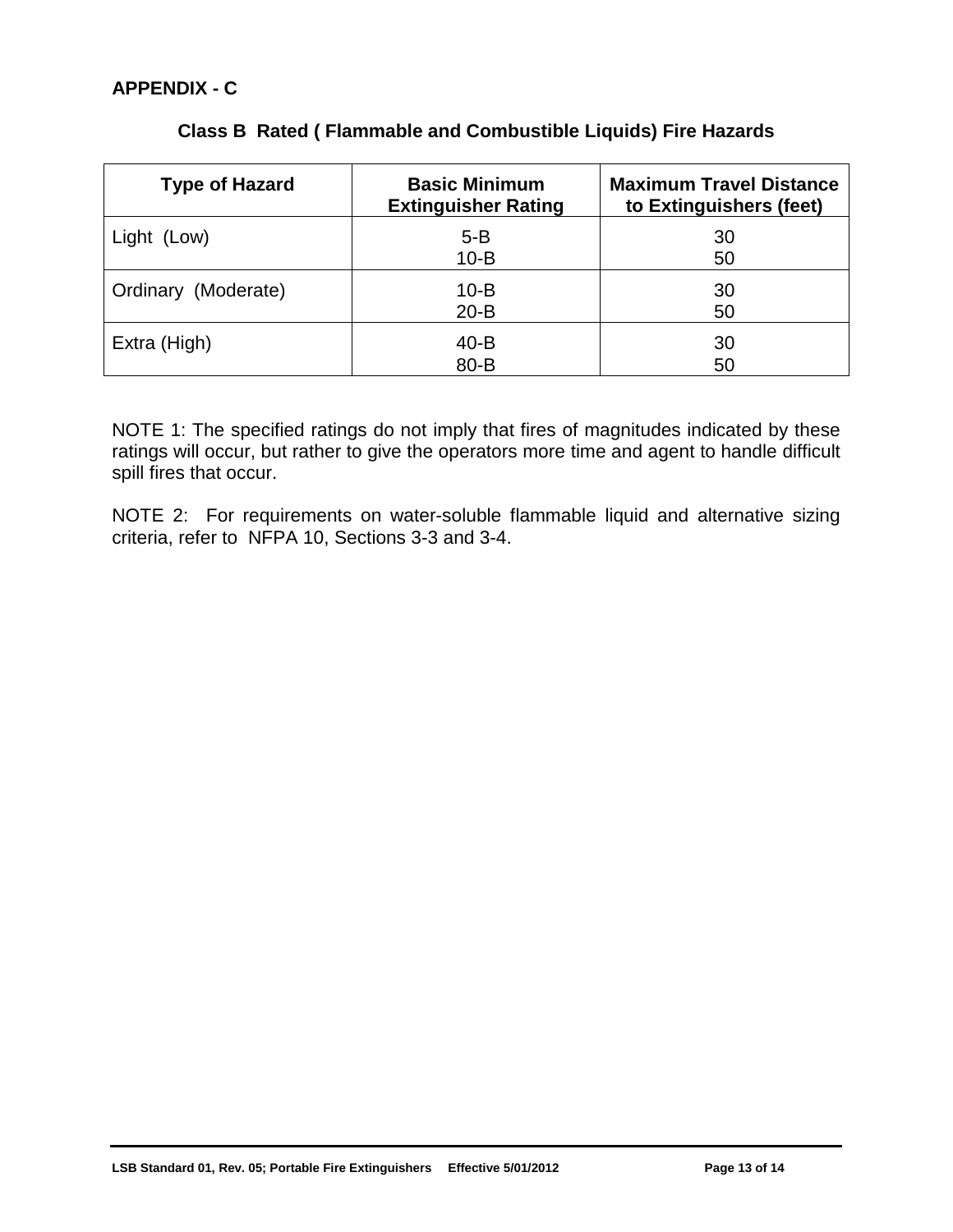## APPENDIX - C

### Class B Rated ( Flammable and Combustible Liquids) Fire Hazards

| Type of Hazard | Basic Minimum Extinguisher Rating | Maximum Travel Distance to Extinguishers (feet) |
|---|---|---|
| Light (Low) | 5-B<br>10-B | 30<br>50 |
| Ordinary (Moderate) | 10-B<br>20-B | 30<br>50 |
| Extra (High) | 40-B<br>80-B | 30<br>50 |

NOTE 1: The specified ratings do not imply that fires of magnitudes indicated by these ratings will occur, but rather to give the operators more time and agent to handle difficult spill fires that occur.

NOTE 2: For requirements on water-soluble flammable liquid and alternative sizing criteria, refer to NFPA 10, Sections 3-3 and 3-4.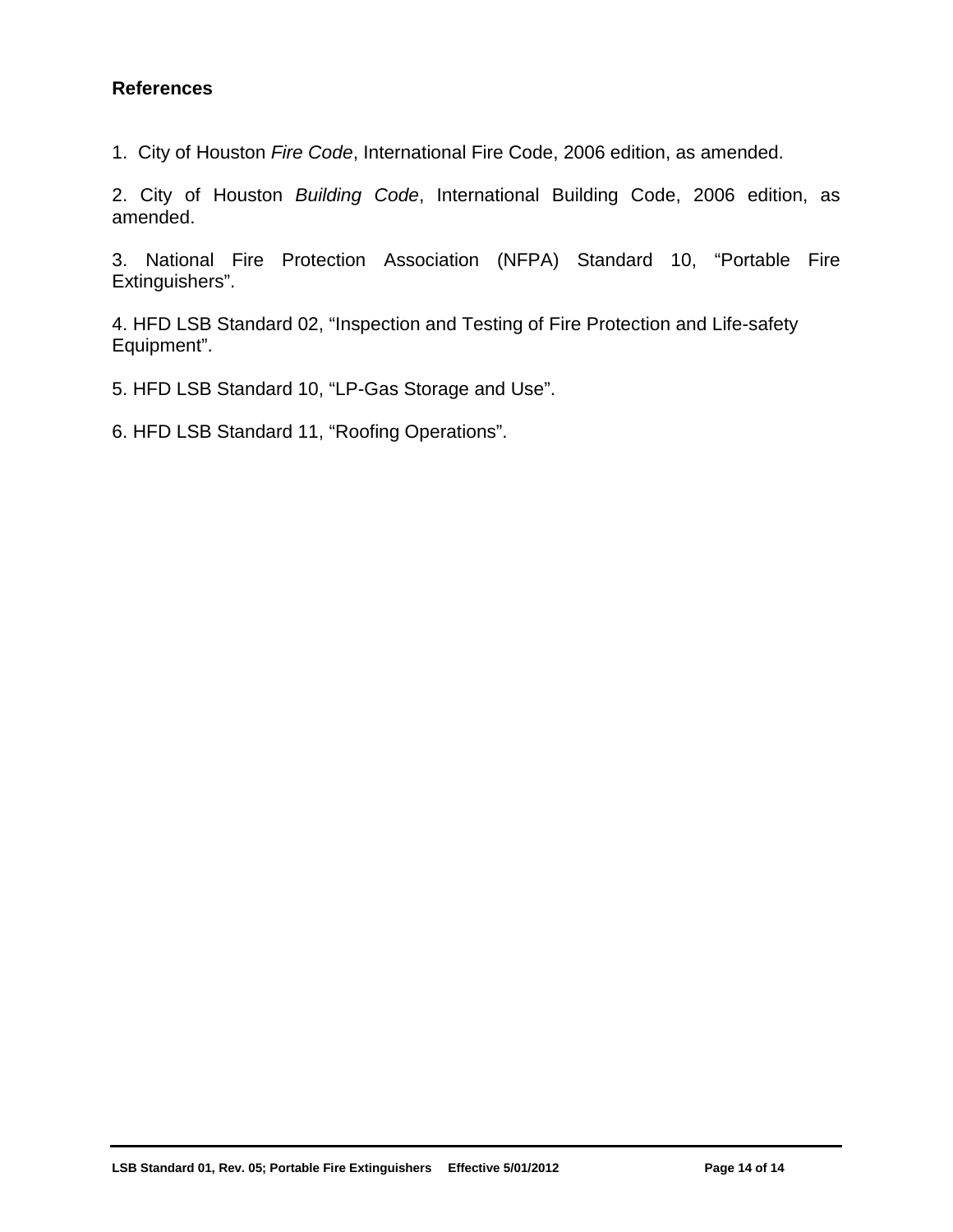## References

1. City of Houston *Fire Code*, International Fire Code, 2006 edition, as amended.

2. City of Houston *Building Code*, International Building Code, 2006 edition, as amended.

3. National Fire Protection Association (NFPA) Standard 10, “Portable Fire Extinguishers”.

4. HFD LSB Standard 02, “Inspection and Testing of Fire Protection and Life-safety Equipment”.

5. HFD LSB Standard 10, “LP-Gas Storage and Use”.

6. HFD LSB Standard 11, “Roofing Operations”.